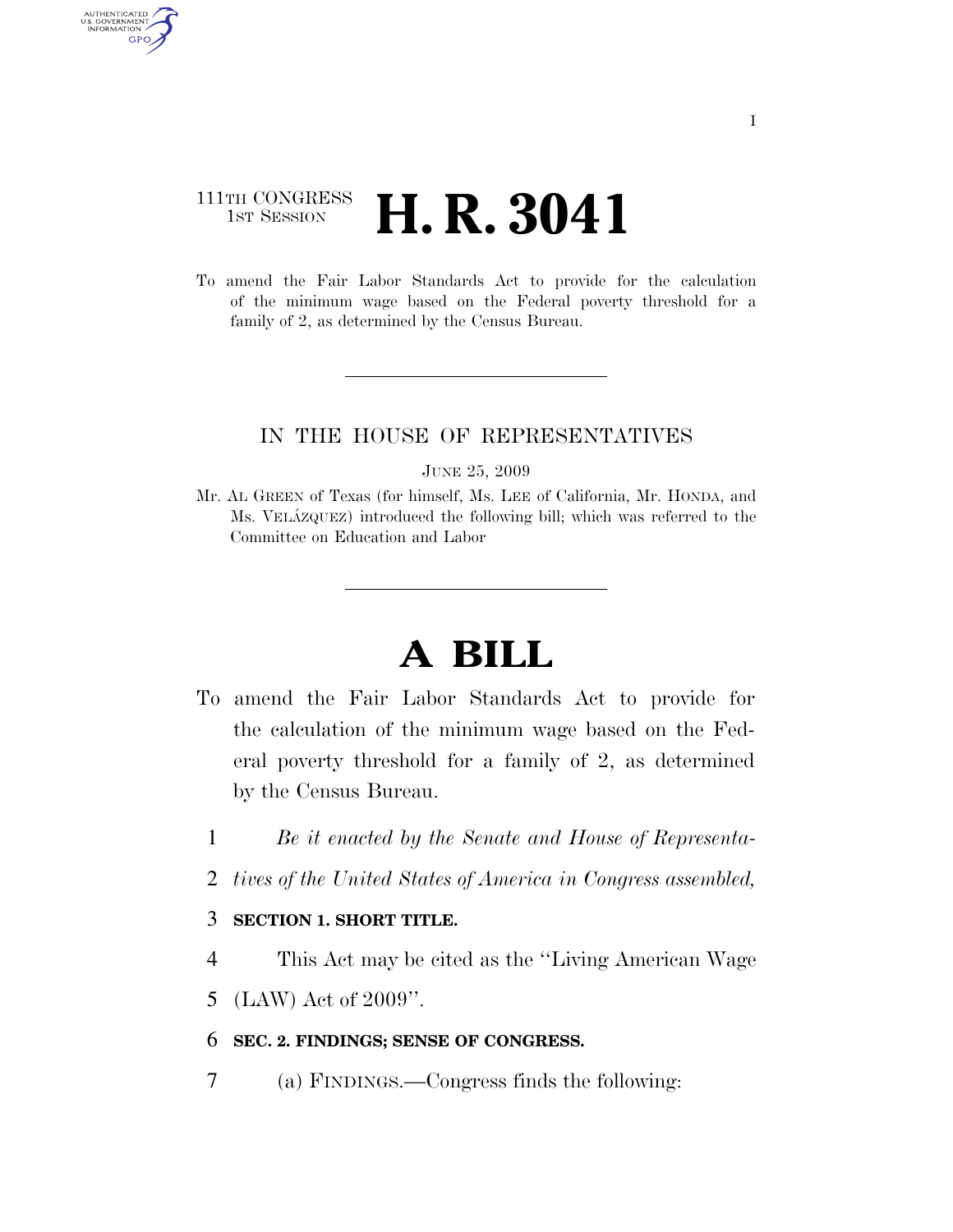111TH CONGRESS
1ST SESSION

# H. R. 3041

To amend the Fair Labor Standards Act to provide for the calculation of the minimum wage based on the Federal poverty threshold for a family of 2, as determined by the Census Bureau.

---

IN THE HOUSE OF REPRESENTATIVES

JUNE 25, 2009

Mr. AL GREEN of Texas (for himself, Ms. LEE of California, Mr. HONDA, and Ms. VELÁZQUEZ) introduced the following bill; which was referred to the Committee on Education and Labor

---

# A BILL

To amend the Fair Labor Standards Act to provide for the calculation of the minimum wage based on the Federal poverty threshold for a family of 2, as determined by the Census Bureau.

1 *Be it enacted by the Senate and House of Representa-*
2 *tives of the United States of America in Congress assembled,*

3 **SECTION 1. SHORT TITLE.**

4 This Act may be cited as the ''Living American Wage
5 (LAW) Act of 2009''.

6 **SEC. 2. FINDINGS; SENSE OF CONGRESS.**

7 (a) FINDINGS.—Congress finds the following: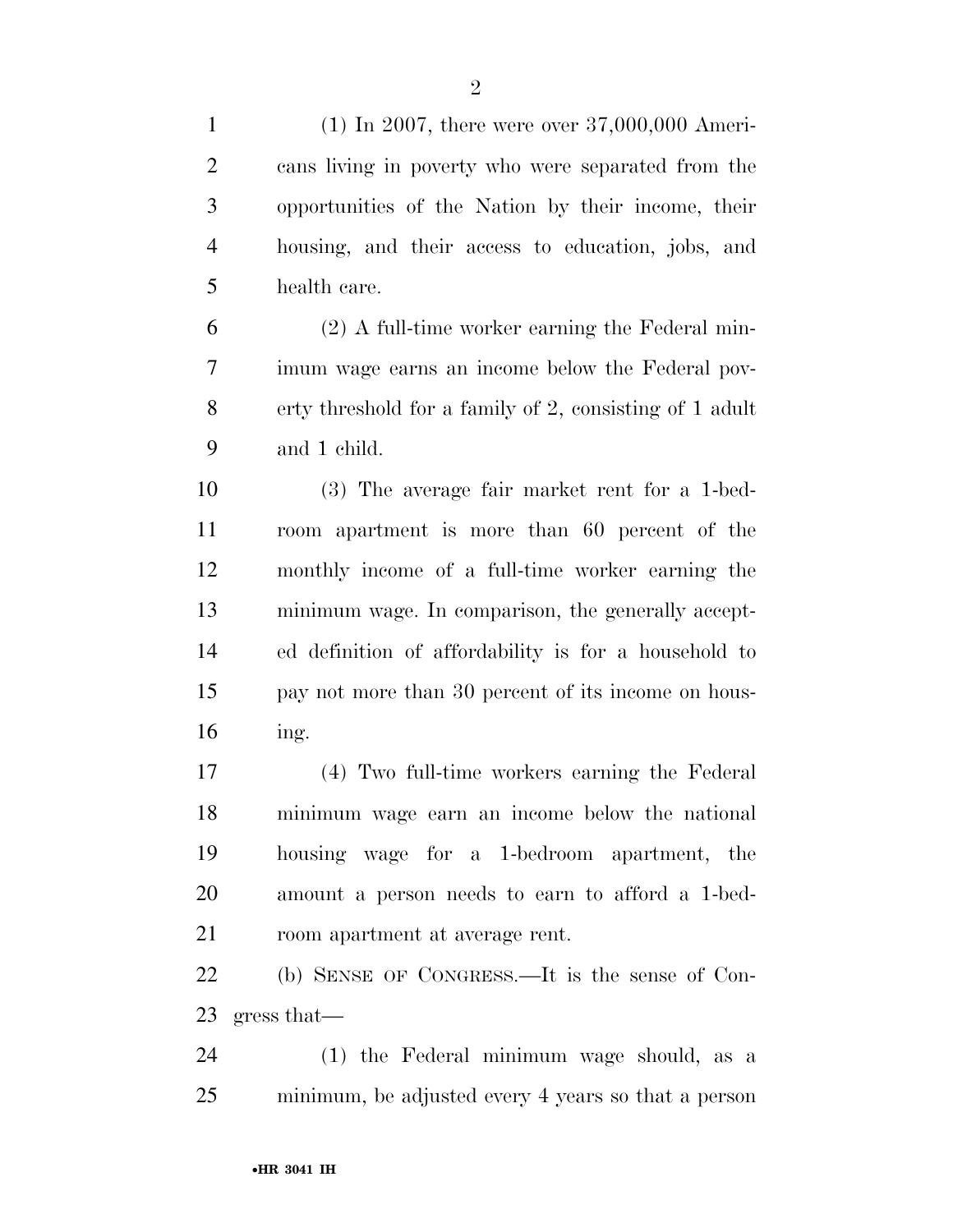(1) In 2007, there were over 37,000,000 Americans living in poverty who were separated from the opportunities of the Nation by their income, their housing, and their access to education, jobs, and health care.

(2) A full-time worker earning the Federal minimum wage earns an income below the Federal poverty threshold for a family of 2, consisting of 1 adult and 1 child.

(3) The average fair market rent for a 1-bedroom apartment is more than 60 percent of the monthly income of a full-time worker earning the minimum wage. In comparison, the generally accepted definition of affordability is for a household to pay not more than 30 percent of its income on housing.

(4) Two full-time workers earning the Federal minimum wage earn an income below the national housing wage for a 1-bedroom apartment, the amount a person needs to earn to afford a 1-bedroom apartment at average rent.

(b) SENSE OF CONGRESS.—It is the sense of Congress that—

(1) the Federal minimum wage should, as a minimum, be adjusted every 4 years so that a person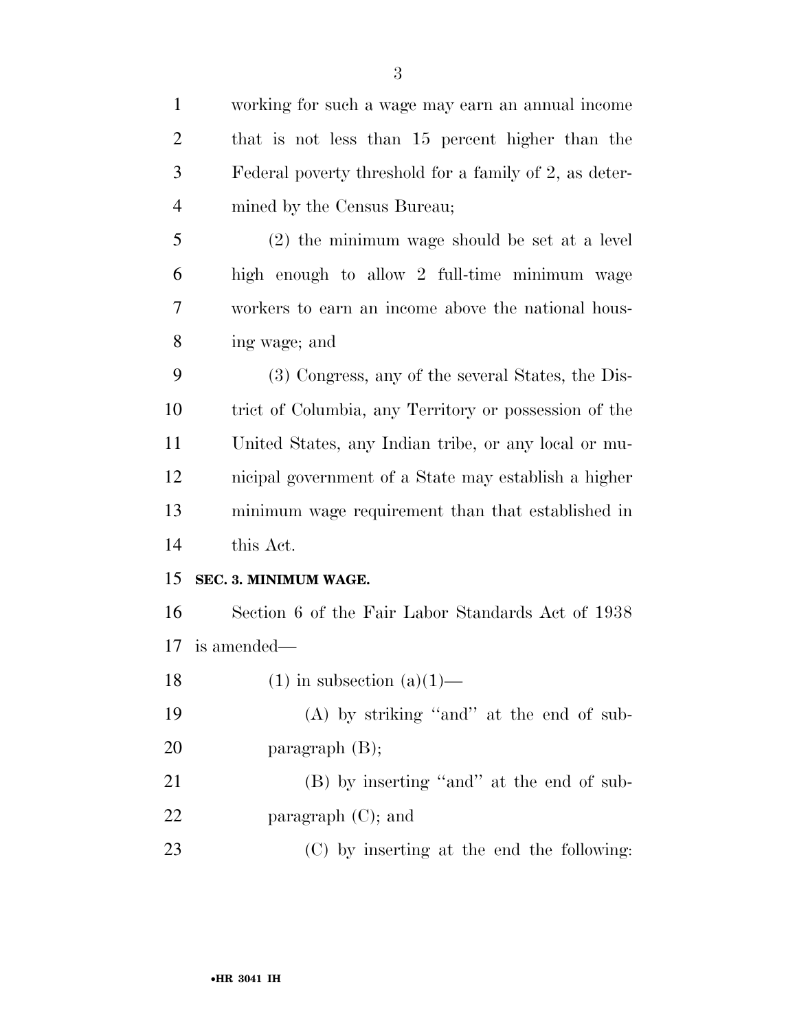working for such a wage may earn an annual income that is not less than 15 percent higher than the Federal poverty threshold for a family of 2, as determined by the Census Bureau;

(2) the minimum wage should be set at a level high enough to allow 2 full-time minimum wage workers to earn an income above the national housing wage; and

(3) Congress, any of the several States, the District of Columbia, any Territory or possession of the United States, any Indian tribe, or any local or municipal government of a State may establish a higher minimum wage requirement than that established in this Act.

**SEC. 3. MINIMUM WAGE.**

Section 6 of the Fair Labor Standards Act of 1938 is amended—

(1) in subsection (a)(1)—

(A) by striking ''and'' at the end of subparagraph (B);

(B) by inserting ''and'' at the end of subparagraph (C); and

(C) by inserting at the end the following: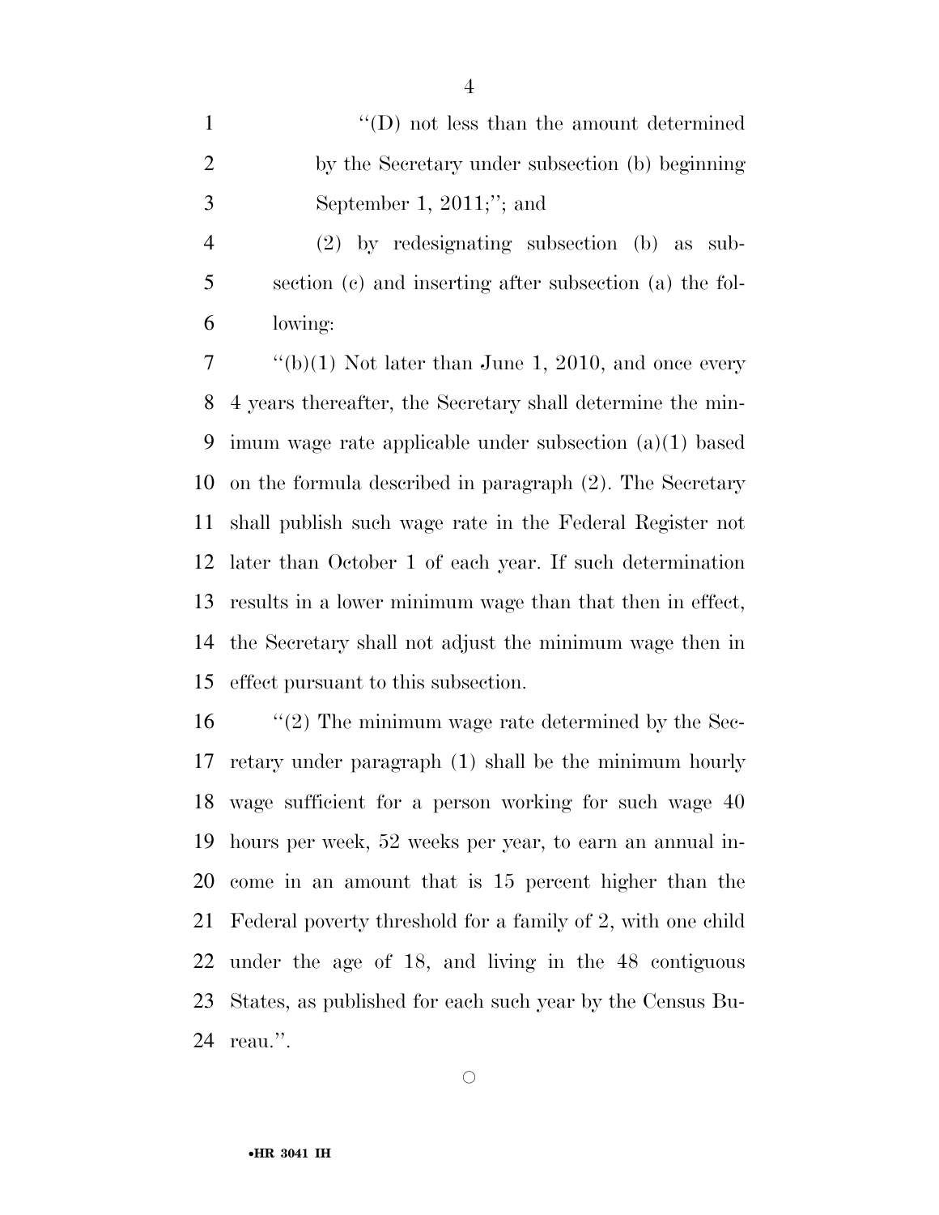''(D) not less than the amount determined by the Secretary under subsection (b) beginning September 1, 2011;''; and

(2) by redesignating subsection (b) as subsection (c) and inserting after subsection (a) the following:

''(b)(1) Not later than June 1, 2010, and once every 4 years thereafter, the Secretary shall determine the minimum wage rate applicable under subsection (a)(1) based on the formula described in paragraph (2). The Secretary shall publish such wage rate in the Federal Register not later than October 1 of each year. If such determination results in a lower minimum wage than that then in effect, the Secretary shall not adjust the minimum wage then in effect pursuant to this subsection.

''(2) The minimum wage rate determined by the Secretary under paragraph (1) shall be the minimum hourly wage sufficient for a person working for such wage 40 hours per week, 52 weeks per year, to earn an annual income in an amount that is 15 percent higher than the Federal poverty threshold for a family of 2, with one child under the age of 18, and living in the 48 contiguous States, as published for each such year by the Census Bureau.''.